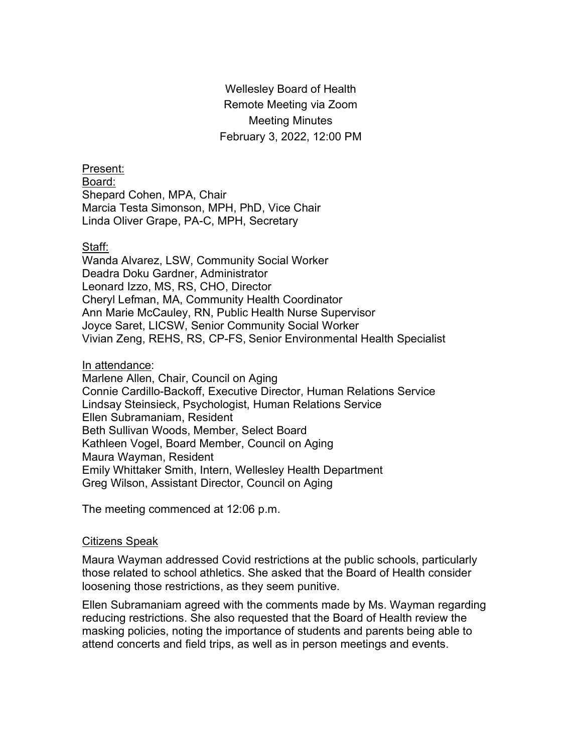Wellesley Board of Health
Remote Meeting via Zoom
Meeting Minutes
February 3, 2022, 12:00 PM

Present:

Board:

Shepard Cohen, MPA, Chair
Marcia Testa Simonson, MPH, PhD, Vice Chair
Linda Oliver Grape, PA-C, MPH, Secretary

Staff:

Wanda Alvarez, LSW, Community Social Worker
Deadra Doku Gardner, Administrator
Leonard Izzo, MS, RS, CHO, Director
Cheryl Lefman, MA, Community Health Coordinator
Ann Marie McCauley, RN, Public Health Nurse Supervisor
Joyce Saret, LICSW, Senior Community Social Worker
Vivian Zeng, REHS, RS, CP-FS, Senior Environmental Health Specialist

In attendance:

Marlene Allen, Chair, Council on Aging
Connie Cardillo-Backoff, Executive Director, Human Relations Service
Lindsay Steinsieck, Psychologist, Human Relations Service
Ellen Subramaniam, Resident
Beth Sullivan Woods, Member, Select Board
Kathleen Vogel, Board Member, Council on Aging
Maura Wayman, Resident
Emily Whittaker Smith, Intern, Wellesley Health Department
Greg Wilson, Assistant Director, Council on Aging

The meeting commenced at 12:06 p.m.

## Citizens Speak

Maura Wayman addressed Covid restrictions at the public schools, particularly those related to school athletics. She asked that the Board of Health consider loosening those restrictions, as they seem punitive.

Ellen Subramaniam agreed with the comments made by Ms. Wayman regarding reducing restrictions. She also requested that the Board of Health review the masking policies, noting the importance of students and parents being able to attend concerts and field trips, as well as in person meetings and events.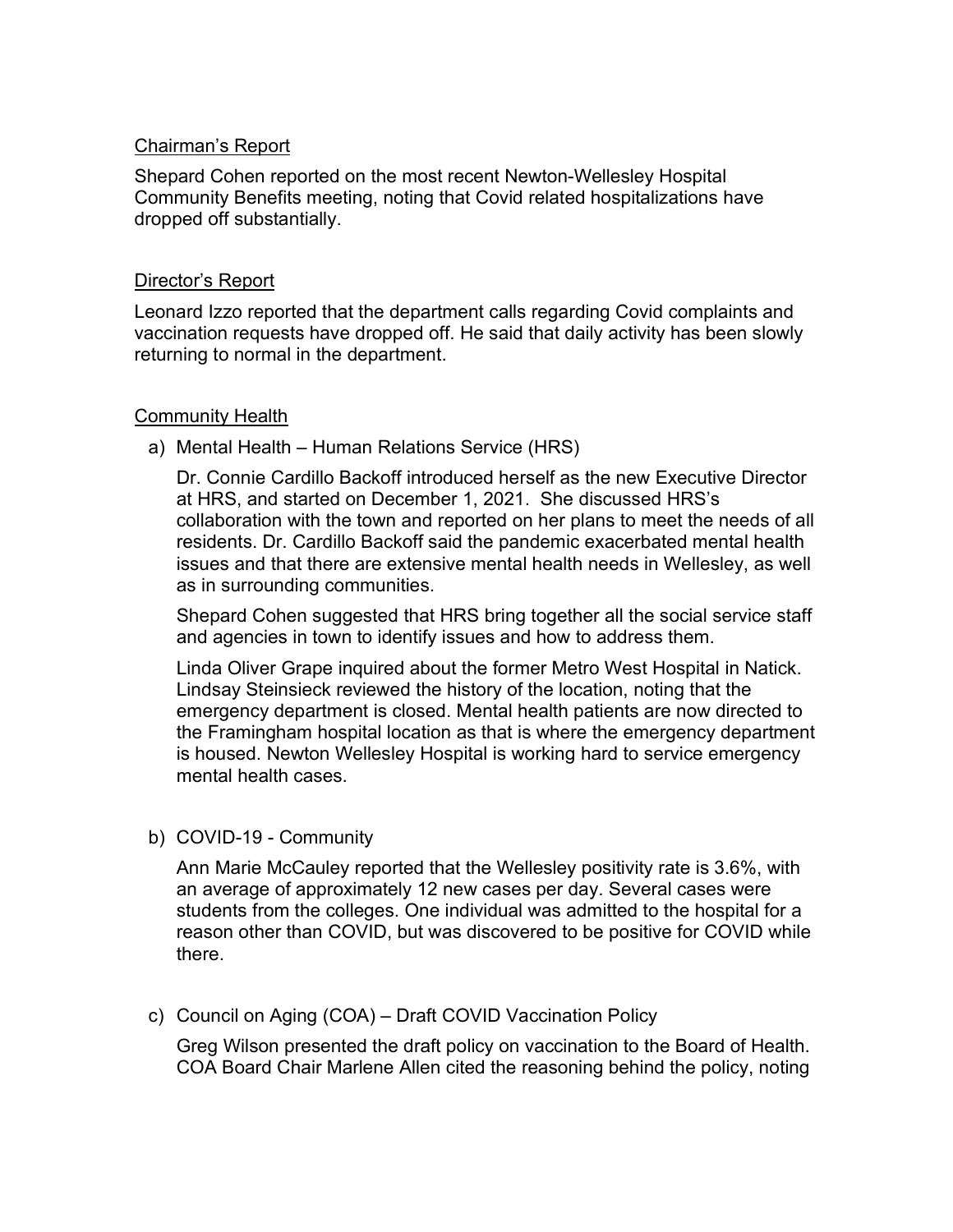## Chairman's Report

Shepard Cohen reported on the most recent Newton-Wellesley Hospital Community Benefits meeting, noting that Covid related hospitalizations have dropped off substantially.

## Director's Report

Leonard Izzo reported that the department calls regarding Covid complaints and vaccination requests have dropped off. He said that daily activity has been slowly returning to normal in the department.

## Community Health

a) Mental Health – Human Relations Service (HRS)

   Dr. Connie Cardillo Backoff introduced herself as the new Executive Director at HRS, and started on December 1, 2021. She discussed HRS's collaboration with the town and reported on her plans to meet the needs of all residents. Dr. Cardillo Backoff said the pandemic exacerbated mental health issues and that there are extensive mental health needs in Wellesley, as well as in surrounding communities.

   Shepard Cohen suggested that HRS bring together all the social service staff and agencies in town to identify issues and how to address them.

   Linda Oliver Grape inquired about the former Metro West Hospital in Natick. Lindsay Steinsieck reviewed the history of the location, noting that the emergency department is closed. Mental health patients are now directed to the Framingham hospital location as that is where the emergency department is housed. Newton Wellesley Hospital is working hard to service emergency mental health cases.

b) COVID-19 - Community

   Ann Marie McCauley reported that the Wellesley positivity rate is 3.6%, with an average of approximately 12 new cases per day. Several cases were students from the colleges. One individual was admitted to the hospital for a reason other than COVID, but was discovered to be positive for COVID while there.

c) Council on Aging (COA) – Draft COVID Vaccination Policy

   Greg Wilson presented the draft policy on vaccination to the Board of Health. COA Board Chair Marlene Allen cited the reasoning behind the policy, noting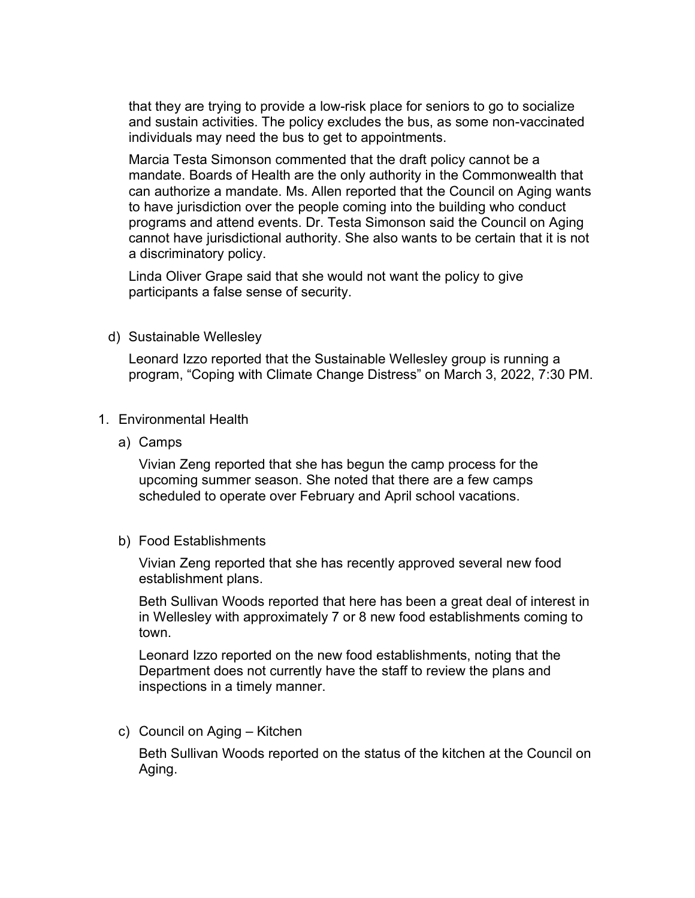that they are trying to provide a low-risk place for seniors to go to socialize and sustain activities. The policy excludes the bus, as some non-vaccinated individuals may need the bus to get to appointments.

Marcia Testa Simonson commented that the draft policy cannot be a mandate. Boards of Health are the only authority in the Commonwealth that can authorize a mandate. Ms. Allen reported that the Council on Aging wants to have jurisdiction over the people coming into the building who conduct programs and attend events. Dr. Testa Simonson said the Council on Aging cannot have jurisdictional authority. She also wants to be certain that it is not a discriminatory policy.

Linda Oliver Grape said that she would not want the policy to give participants a false sense of security.

d) Sustainable Wellesley

Leonard Izzo reported that the Sustainable Wellesley group is running a program, "Coping with Climate Change Distress" on March 3, 2022, 7:30 PM.

1. Environmental Health

a) Camps

Vivian Zeng reported that she has begun the camp process for the upcoming summer season. She noted that there are a few camps scheduled to operate over February and April school vacations.

b) Food Establishments

Vivian Zeng reported that she has recently approved several new food establishment plans.

Beth Sullivan Woods reported that here has been a great deal of interest in in Wellesley with approximately 7 or 8 new food establishments coming to town.

Leonard Izzo reported on the new food establishments, noting that the Department does not currently have the staff to review the plans and inspections in a timely manner.

c) Council on Aging – Kitchen

Beth Sullivan Woods reported on the status of the kitchen at the Council on Aging.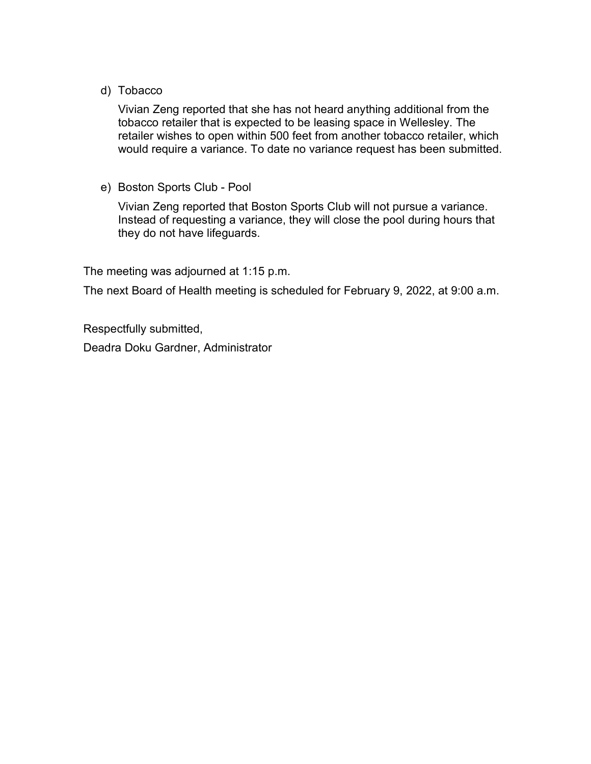d) Tobacco

   Vivian Zeng reported that she has not heard anything additional from the tobacco retailer that is expected to be leasing space in Wellesley. The retailer wishes to open within 500 feet from another tobacco retailer, which would require a variance. To date no variance request has been submitted.

e) Boston Sports Club - Pool

   Vivian Zeng reported that Boston Sports Club will not pursue a variance. Instead of requesting a variance, they will close the pool during hours that they do not have lifeguards.

The meeting was adjourned at 1:15 p.m.

The next Board of Health meeting is scheduled for February 9, 2022, at 9:00 a.m.

Respectfully submitted,

Deadra Doku Gardner, Administrator